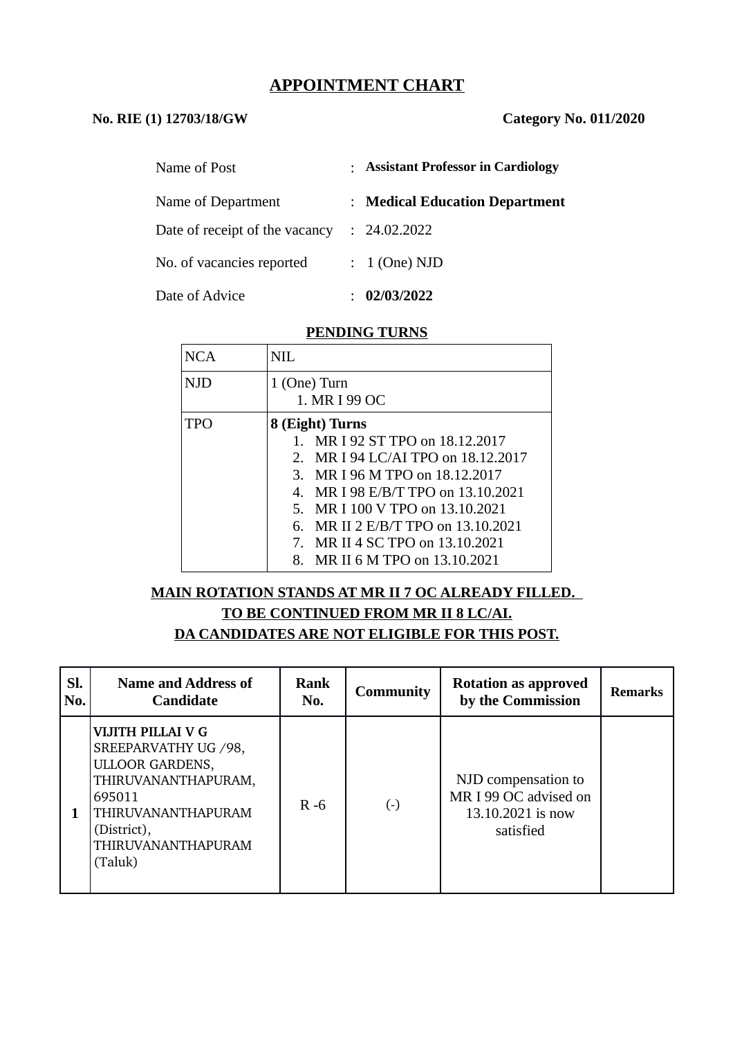# APPOINTMENT CHART

**No. RIE (1) 12703/18/GW** **Category No. 011/2020**

| | | |
|---|---|---|
| Name of Post | : | **Assistant Professor in Cardiology** |
| Name of Department | : | **Medical Education Department** |
| Date of receipt of the vacancy | : | 24.02.2022 |
| No. of vacancies reported | : | 1 (One) NJD |
| Date of Advice | : | **02/03/2022** |

**PENDING TURNS**

| | |
|---|---|
| NCA | NIL |
| NJD | 1 (One) Turn<br>1. MR I 99 OC |
| TPO | **8 (Eight) Turns**<br>1. MR I 92 ST TPO on 18.12.2017<br>2. MR I 94 LC/AI TPO on 18.12.2017<br>3. MR I 96 M TPO on 18.12.2017<br>4. MR I 98 E/B/T TPO on 13.10.2021<br>5. MR I 100 V TPO on 13.10.2021<br>6. MR II 2 E/B/T TPO on 13.10.2021<br>7. MR II 4 SC TPO on 13.10.2021<br>8. MR II 6 M TPO on 13.10.2021 |

**MAIN ROTATION STANDS AT MR II 7 OC ALREADY FILLED.**
**TO BE CONTINUED FROM MR II 8 LC/AI.**
**DA CANDIDATES ARE NOT ELIGIBLE FOR THIS POST.**

| Sl. No. | Name and Address of Candidate | Rank No. | Community | Rotation as approved by the Commission | Remarks |
|---|---|---|---|---|---|
| 1 | **VIJITH PILLAI V G**<br>SREEPARVATHY UG /98,<br>ULLOOR GARDENS,<br>THIRUVANANTHAPURAM,<br>695011<br>THIRUVANANTHAPURAM (District),<br>THIRUVANANTHAPURAM (Taluk) | R -6 | (-) | NJD compensation to MR I 99 OC advised on 13.10.2021 is now satisfied | |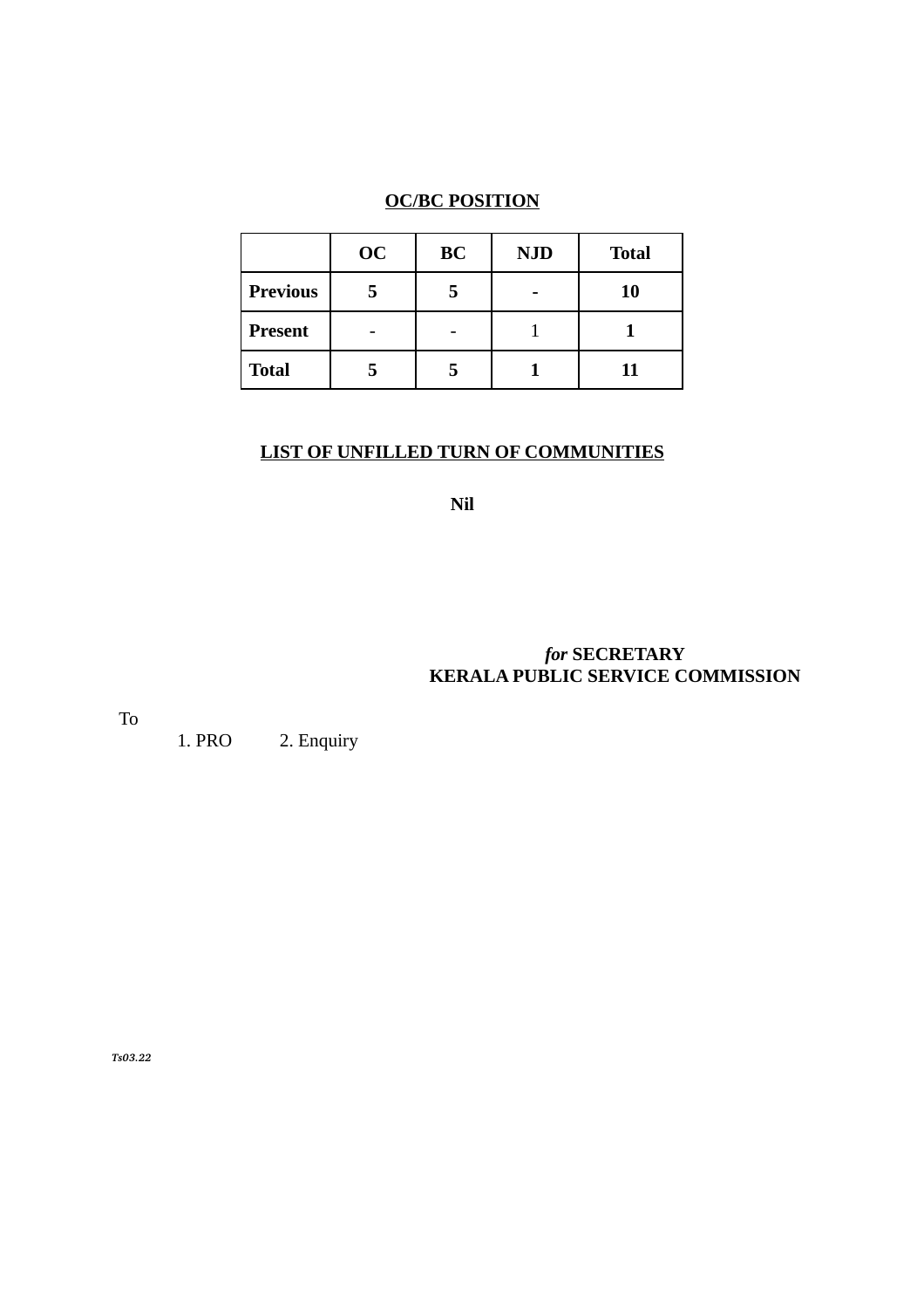**OC/BC POSITION**

| | OC | BC | NJD | Total |
|---|---|---|---|---|
| **Previous** | **5** | **5** | **-** | **10** |
| **Present** | - | - | 1 | **1** |
| **Total** | **5** | **5** | **1** | **11** |

**LIST OF UNFILLED TURN OF COMMUNITIES**

**Nil**

***for*** **SECRETARY**
**KERALA PUBLIC SERVICE COMMISSION**

To

1. PRO 2. Enquiry

*Ts03.22*